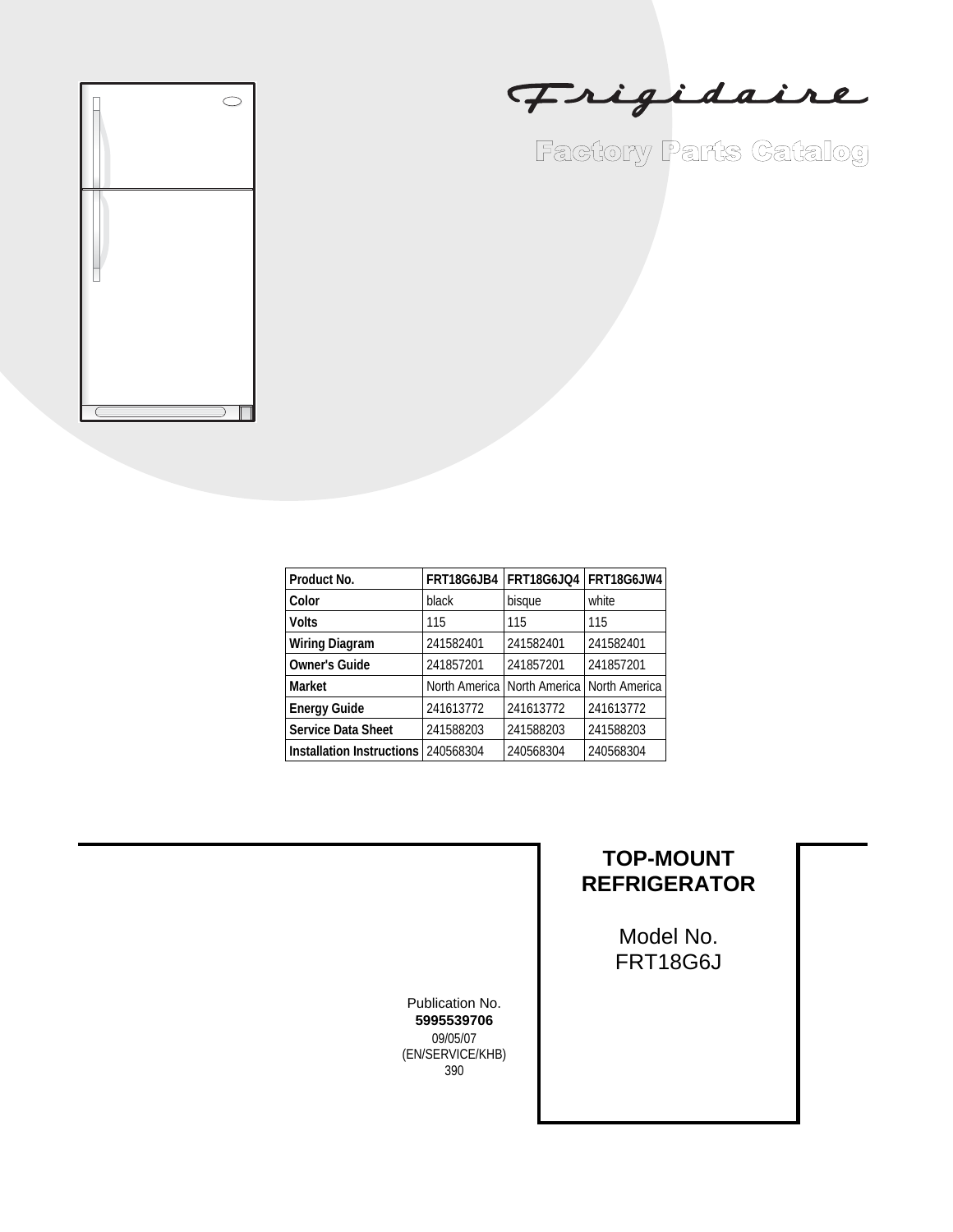# Frigidaire

## Factory Parts Catalog

| Product No. | FRT18G6JB4 | FRT18G6JQ4 | FRT18G6JW4 |
|---|---|---|---|
| Color | black | bisque | white |
| Volts | 115 | 115 | 115 |
| Wiring Diagram | 241582401 | 241582401 | 241582401 |
| Owner's Guide | 241857201 | 241857201 | 241857201 |
| Market | North America | North America | North America |
| Energy Guide | 241613772 | 241613772 | 241613772 |
| Service Data Sheet | 241588203 | 241588203 | 241588203 |
| Installation Instructions | 240568304 | 240568304 | 240568304 |

Publication No.
**5995539706**
09/05/07
(EN/SERVICE/KHB)
390

**TOP-MOUNT REFRIGERATOR**

Model No.
FRT18G6J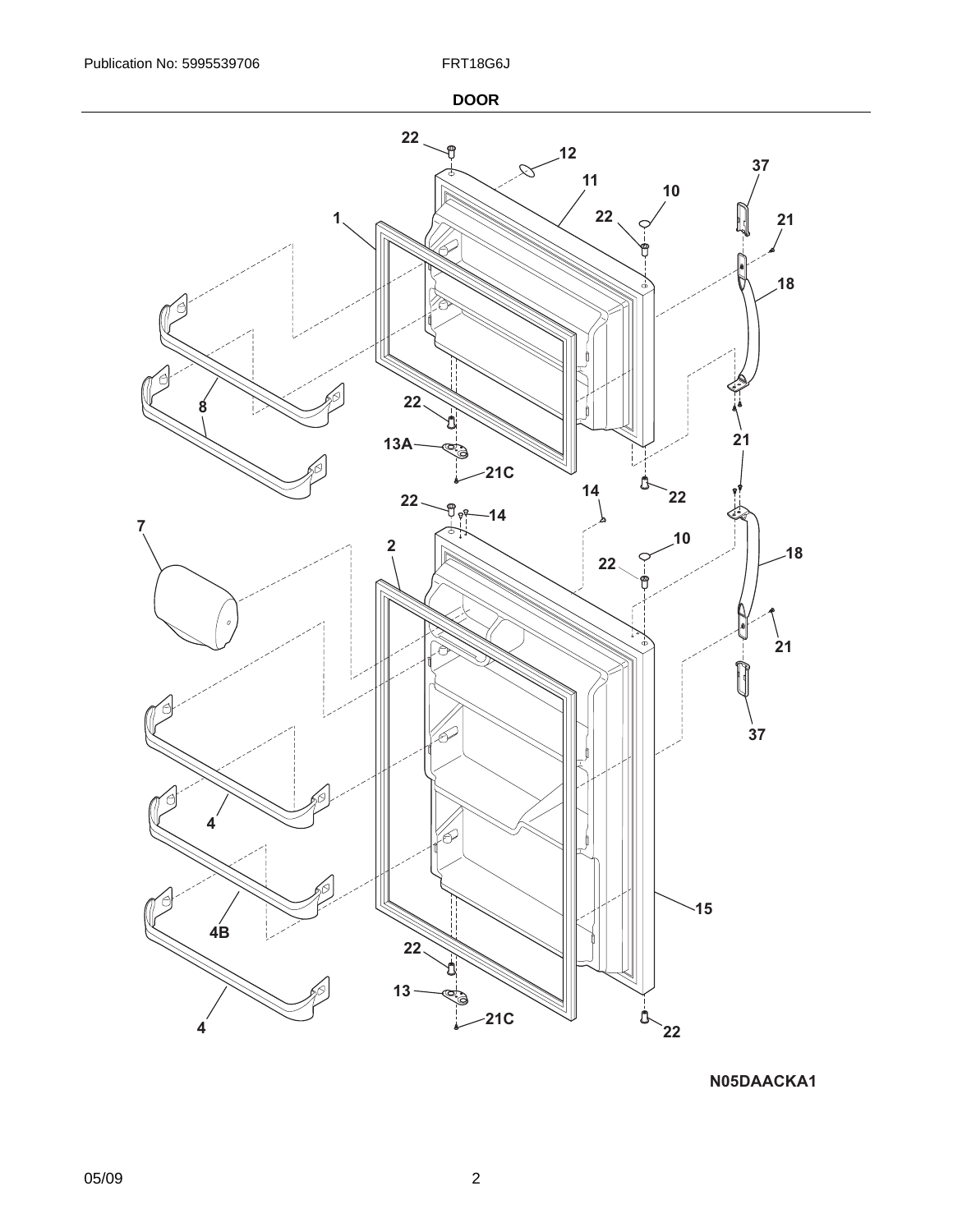## DOOR

1
2
4
4B
4
7
8
10
11
12
13
13A
14
15
18
21
21C
22
37

N05DAACKA1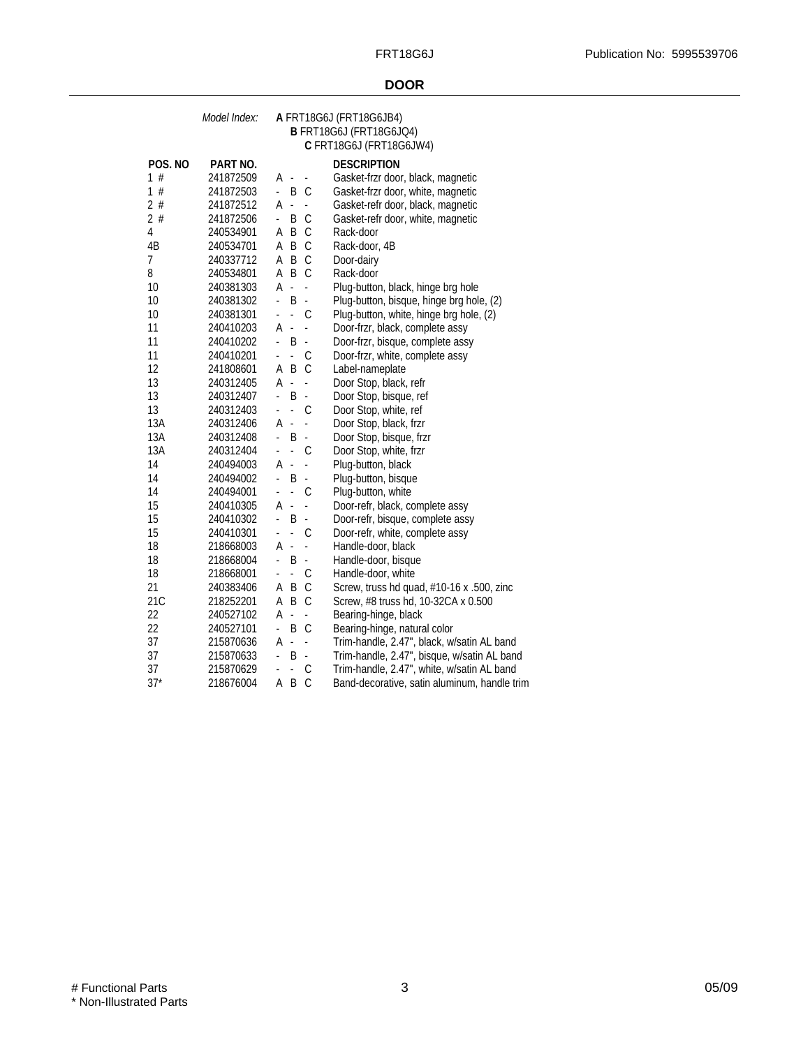## DOOR

*Model Index:*

**A** FRT18G6J (FRT18G6JB4)
**B** FRT18G6J (FRT18G6JQ4)
**C** FRT18G6J (FRT18G6JW4)

| POS. NO | PART NO. | A | B | C | DESCRIPTION |
|---|---|---|---|---|---|
| 1 # | 241872509 | A | - | - | Gasket-frzr door, black, magnetic |
| 1 # | 241872503 | - | B | C | Gasket-frzr door, white, magnetic |
| 2 # | 241872512 | A | - | - | Gasket-refr door, black, magnetic |
| 2 # | 241872506 | - | B | C | Gasket-refr door, white, magnetic |
| 4 | 240534901 | A | B | C | Rack-door |
| 4B | 240534701 | A | B | C | Rack-door, 4B |
| 7 | 240337712 | A | B | C | Door-dairy |
| 8 | 240534801 | A | B | C | Rack-door |
| 10 | 240381303 | A | - | - | Plug-button, black, hinge brg hole |
| 10 | 240381302 | - | B | - | Plug-button, bisque, hinge brg hole, (2) |
| 10 | 240381301 | - | - | C | Plug-button, white, hinge brg hole, (2) |
| 11 | 240410203 | A | - | - | Door-frzr, black, complete assy |
| 11 | 240410202 | - | B | - | Door-frzr, bisque, complete assy |
| 11 | 240410201 | - | - | C | Door-frzr, white, complete assy |
| 12 | 241808601 | A | B | C | Label-nameplate |
| 13 | 240312405 | A | - | - | Door Stop, black, refr |
| 13 | 240312407 | - | B | - | Door Stop, bisque, ref |
| 13 | 240312403 | - | - | C | Door Stop, white, ref |
| 13A | 240312406 | A | - | - | Door Stop, black, frzr |
| 13A | 240312408 | - | B | - | Door Stop, bisque, frzr |
| 13A | 240312404 | - | - | C | Door Stop, white, frzr |
| 14 | 240494003 | A | - | - | Plug-button, black |
| 14 | 240494002 | - | B | - | Plug-button, bisque |
| 14 | 240494001 | - | - | C | Plug-button, white |
| 15 | 240410305 | A | - | - | Door-refr, black, complete assy |
| 15 | 240410302 | - | B | - | Door-refr, bisque, complete assy |
| 15 | 240410301 | - | - | C | Door-refr, white, complete assy |
| 18 | 218668003 | A | - | - | Handle-door, black |
| 18 | 218668004 | - | B | - | Handle-door, bisque |
| 18 | 218668001 | - | - | C | Handle-door, white |
| 21 | 240383406 | A | B | C | Screw, truss hd quad, #10-16 x .500, zinc |
| 21C | 218252201 | A | B | C | Screw, #8 truss hd, 10-32CA x 0.500 |
| 22 | 240527102 | A | - | - | Bearing-hinge, black |
| 22 | 240527101 | - | B | C | Bearing-hinge, natural color |
| 37 | 215870636 | A | - | - | Trim-handle, 2.47", black, w/satin AL band |
| 37 | 215870633 | - | B | - | Trim-handle, 2.47", bisque, w/satin AL band |
| 37 | 215870629 | - | - | C | Trim-handle, 2.47", white, w/satin AL band |
| 37* | 218676004 | A | B | C | Band-decorative, satin aluminum, handle trim |

# Functional Parts
* Non-Illustrated Parts

05/09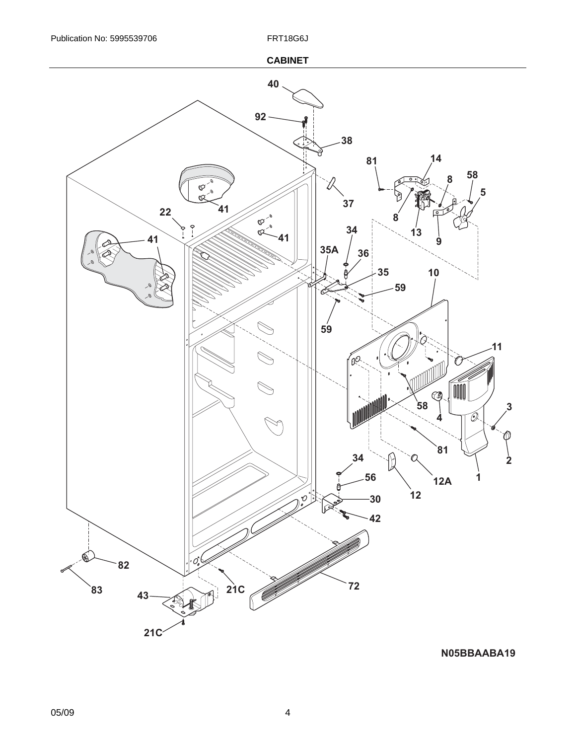## CABINET

N05BBAABA19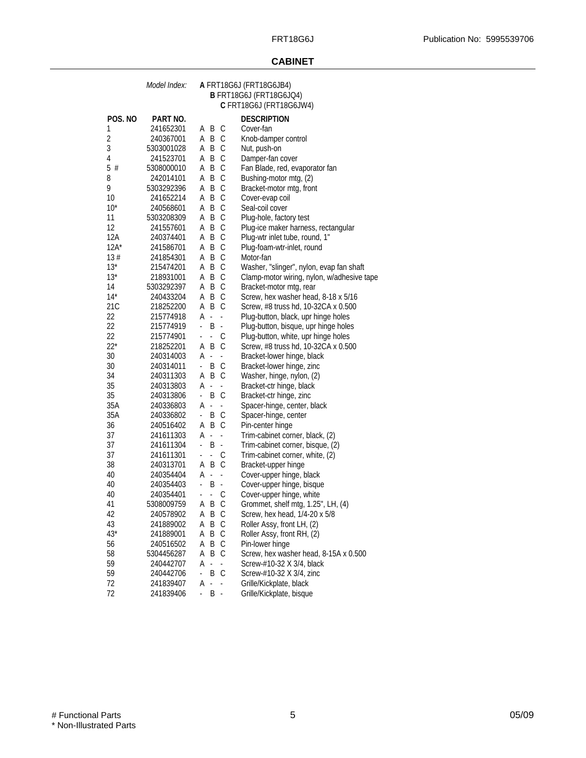## CABINET

*Model Index:* **A** FRT18G6J (FRT18G6JB4)
**B** FRT18G6J (FRT18G6JQ4)
**C** FRT18G6J (FRT18G6JW4)

| POS. NO | PART NO. | | | | DESCRIPTION |
|---|---|---|---|---|---|
| 1 | 241652301 | A | B | C | Cover-fan |
| 2 | 240367001 | A | B | C | Knob-damper control |
| 3 | 5303001028 | A | B | C | Nut, push-on |
| 4 | 241523701 | A | B | C | Damper-fan cover |
| 5 # | 5308000010 | A | B | C | Fan Blade, red, evaporator fan |
| 8 | 242014101 | A | B | C | Bushing-motor mtg, (2) |
| 9 | 5303292396 | A | B | C | Bracket-motor mtg, front |
| 10 | 241652214 | A | B | C | Cover-evap coil |
| 10* | 240568601 | A | B | C | Seal-coil cover |
| 11 | 5303208309 | A | B | C | Plug-hole, factory test |
| 12 | 241557601 | A | B | C | Plug-ice maker harness, rectangular |
| 12A | 240374401 | A | B | C | Plug-wtr inlet tube, round, 1" |
| 12A* | 241586701 | A | B | C | Plug-foam-wtr-inlet, round |
| 13 # | 241854301 | A | B | C | Motor-fan |
| 13* | 215474201 | A | B | C | Washer, "slinger", nylon, evap fan shaft |
| 13* | 218931001 | A | B | C | Clamp-motor wiring, nylon, w/adhesive tape |
| 14 | 5303292397 | A | B | C | Bracket-motor mtg, rear |
| 14* | 240433204 | A | B | C | Screw, hex washer head, 8-18 x 5/16 |
| 21C | 218252200 | A | B | C | Screw, #8 truss hd, 10-32CA x 0.500 |
| 22 | 215774918 | A | - | - | Plug-button, black, upr hinge holes |
| 22 | 215774919 | - | B | - | Plug-button, bisque, upr hinge holes |
| 22 | 215774901 | - | - | C | Plug-button, white, upr hinge holes |
| 22* | 218252201 | A | B | C | Screw, #8 truss hd, 10-32CA x 0.500 |
| 30 | 240314003 | A | - | - | Bracket-lower hinge, black |
| 30 | 240314011 | - | B | C | Bracket-lower hinge, zinc |
| 34 | 240311303 | A | B | C | Washer, hinge, nylon, (2) |
| 35 | 240313803 | A | - | - | Bracket-ctr hinge, black |
| 35 | 240313806 | - | B | C | Bracket-ctr hinge, zinc |
| 35A | 240336803 | A | - | - | Spacer-hinge, center, black |
| 35A | 240336802 | - | B | C | Spacer-hinge, center |
| 36 | 240516402 | A | B | C | Pin-center hinge |
| 37 | 241611303 | A | - | - | Trim-cabinet corner, black, (2) |
| 37 | 241611304 | - | B | - | Trim-cabinet corner, bisque, (2) |
| 37 | 241611301 | - | - | C | Trim-cabinet corner, white, (2) |
| 38 | 240313701 | A | B | C | Bracket-upper hinge |
| 40 | 240354404 | A | - | - | Cover-upper hinge, black |
| 40 | 240354403 | - | B | - | Cover-upper hinge, bisque |
| 40 | 240354401 | - | - | C | Cover-upper hinge, white |
| 41 | 5308009759 | A | B | C | Grommet, shelf mtg, 1.25", LH, (4) |
| 42 | 240578902 | A | B | C | Screw, hex head, 1/4-20 x 5/8 |
| 43 | 241889002 | A | B | C | Roller Assy, front LH, (2) |
| 43* | 241889001 | A | B | C | Roller Assy, front RH, (2) |
| 56 | 240516502 | A | B | C | Pin-lower hinge |
| 58 | 5304456287 | A | B | C | Screw, hex washer head, 8-15A x 0.500 |
| 59 | 240442707 | A | - | - | Screw-#10-32 X 3/4, black |
| 59 | 240442706 | - | B | C | Screw-#10-32 X 3/4, zinc |
| 72 | 241839407 | A | - | - | Grille/Kickplate, black |
| 72 | 241839406 | - | B | - | Grille/Kickplate, bisque |

# Functional Parts
* Non-Illustrated Parts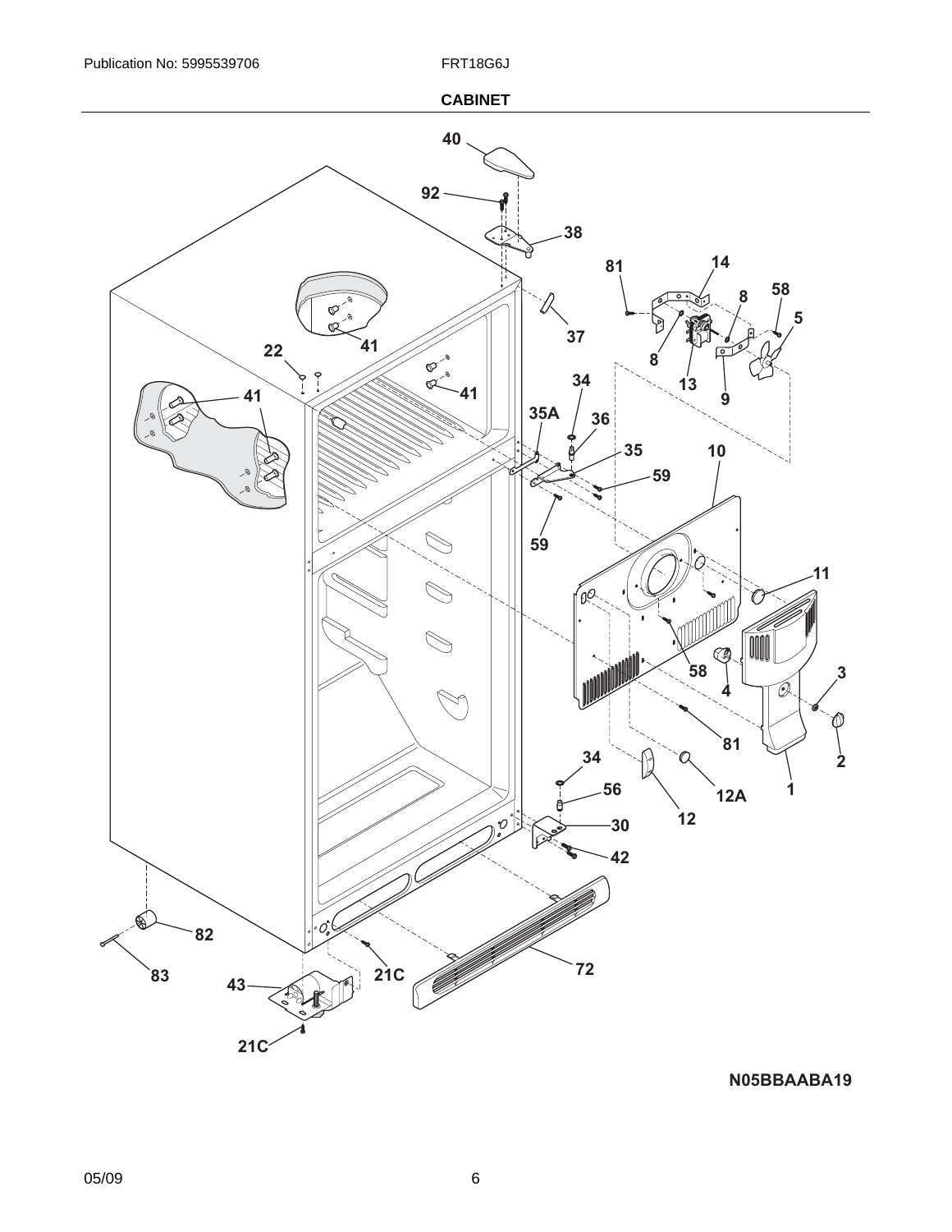## CABINET

N05BBAABA19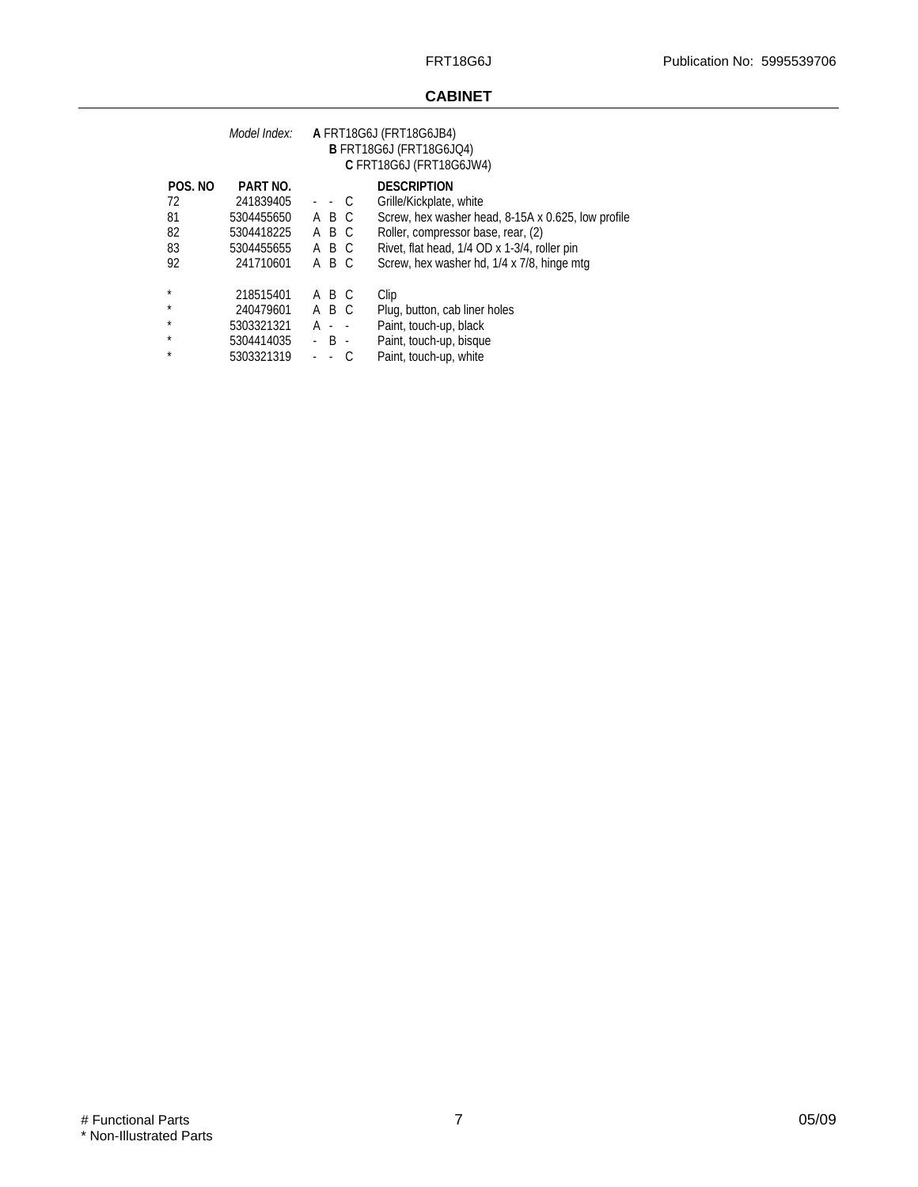## CABINET

*Model Index:* **A** FRT18G6J (FRT18G6JB4)
**B** FRT18G6J (FRT18G6JQ4)
**C** FRT18G6J (FRT18G6JW4)

| POS. NO | PART NO. | | | | DESCRIPTION |
|---|---|---|---|---|---|
| 72 | 241839405 | - | - | C | Grille/Kickplate, white |
| 81 | 5304455650 | A | B | C | Screw, hex washer head, 8-15A x 0.625, low profile |
| 82 | 5304418225 | A | B | C | Roller, compressor base, rear, (2) |
| 83 | 5304455655 | A | B | C | Rivet, flat head, 1/4 OD x 1-3/4, roller pin |
| 92 | 241710601 | A | B | C | Screw, hex washer hd, 1/4 x 7/8, hinge mtg |
| * | 218515401 | A | B | C | Clip |
| * | 240479601 | A | B | C | Plug, button, cab liner holes |
| * | 5303321321 | A | - | - | Paint, touch-up, black |
| * | 5304414035 | - | B | - | Paint, touch-up, bisque |
| * | 5303321319 | - | - | C | Paint, touch-up, white |

# Functional Parts
* Non-Illustrated Parts

05/09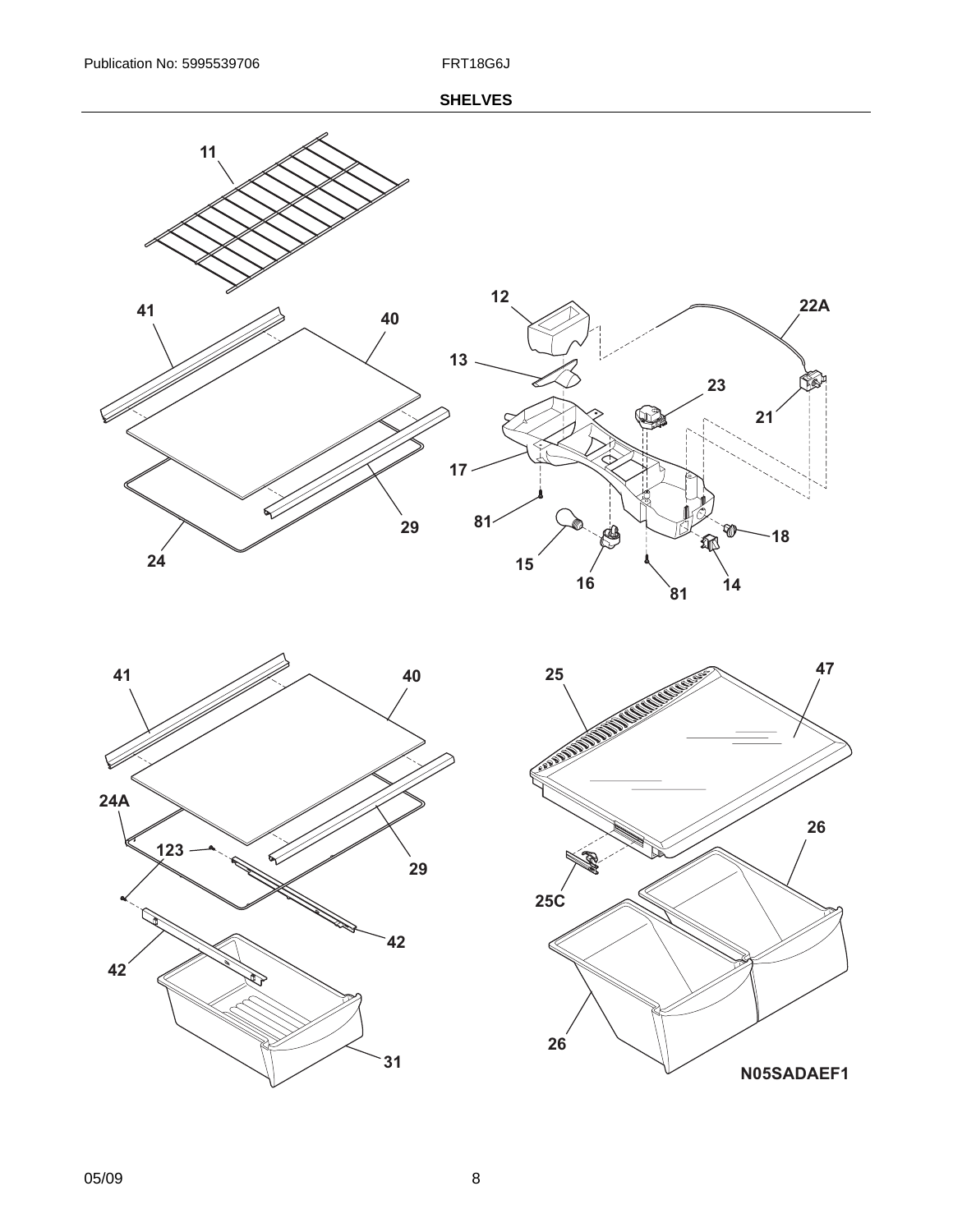## SHELVES

11

12

22A

41

40

13

23

21

17

81

29

18

24

15

16

81

14

41

40

25

47

24A

123

29

26

25C

42

42

26

31

N05SADAEF1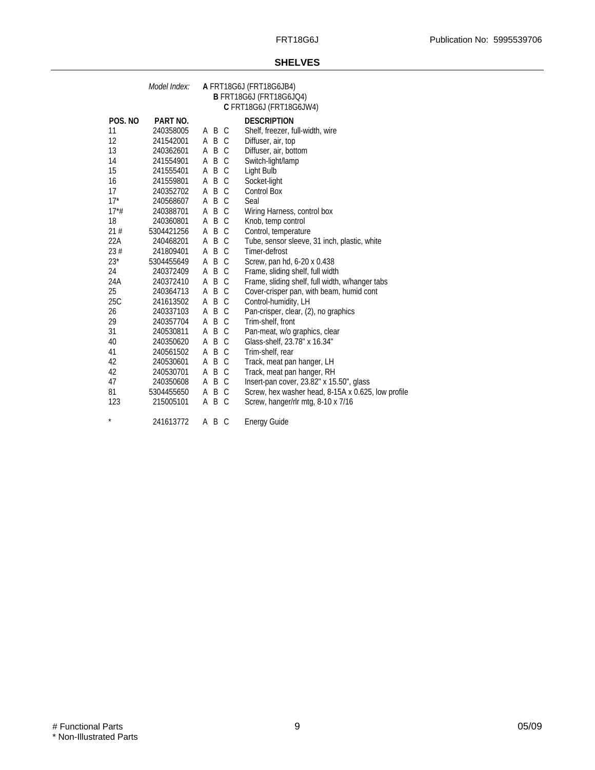## SHELVES

*Model Index:* **A** FRT18G6J (FRT18G6JB4)
**B** FRT18G6J (FRT18G6JQ4)
**C** FRT18G6J (FRT18G6JW4)

| POS. NO | PART NO. | | DESCRIPTION |
|---|---|---|---|
| 11 | 240358005 | A B C | Shelf, freezer, full-width, wire |
| 12 | 241542001 | A B C | Diffuser, air, top |
| 13 | 240362601 | A B C | Diffuser, air, bottom |
| 14 | 241554901 | A B C | Switch-light/lamp |
| 15 | 241555401 | A B C | Light Bulb |
| 16 | 241559801 | A B C | Socket-light |
| 17 | 240352702 | A B C | Control Box |
| 17* | 240568607 | A B C | Seal |
| 17*# | 240388701 | A B C | Wiring Harness, control box |
| 18 | 240360801 | A B C | Knob, temp control |
| 21 # | 5304421256 | A B C | Control, temperature |
| 22A | 240468201 | A B C | Tube, sensor sleeve, 31 inch, plastic, white |
| 23 # | 241809401 | A B C | Timer-defrost |
| 23* | 5304455649 | A B C | Screw, pan hd, 6-20 x 0.438 |
| 24 | 240372409 | A B C | Frame, sliding shelf, full width |
| 24A | 240372410 | A B C | Frame, sliding shelf, full width, w/hanger tabs |
| 25 | 240364713 | A B C | Cover-crisper pan, with beam, humid cont |
| 25C | 241613502 | A B C | Control-humidity, LH |
| 26 | 240337103 | A B C | Pan-crisper, clear, (2), no graphics |
| 29 | 240357704 | A B C | Trim-shelf, front |
| 31 | 240530811 | A B C | Pan-meat, w/o graphics, clear |
| 40 | 240350620 | A B C | Glass-shelf, 23.78" x 16.34" |
| 41 | 240561502 | A B C | Trim-shelf, rear |
| 42 | 240530601 | A B C | Track, meat pan hanger, LH |
| 42 | 240530701 | A B C | Track, meat pan hanger, RH |
| 47 | 240350608 | A B C | Insert-pan cover, 23.82" x 15.50", glass |
| 81 | 5304455650 | A B C | Screw, hex washer head, 8-15A x 0.625, low profile |
| 123 | 215005101 | A B C | Screw, hanger/rlr mtg, 8-10 x 7/16 |
| * | 241613772 | A B C | Energy Guide |

# Functional Parts
* Non-Illustrated Parts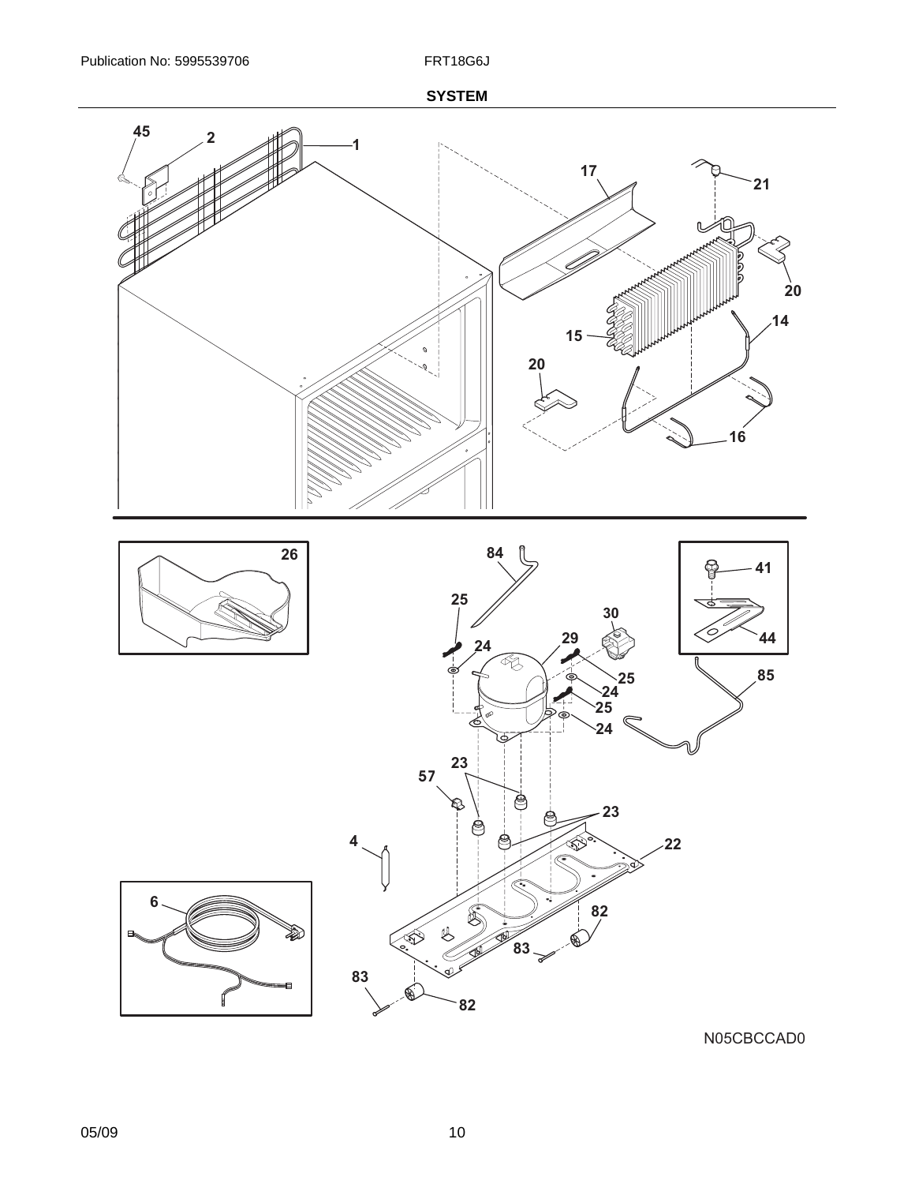## SYSTEM

45 2 1

17 21

20

14

15

20

16

26

84

41

25

30

29

24

44

25

85

24

25

24

23

57

23

4

22

6

82

83

83

82

N05CBCCAD0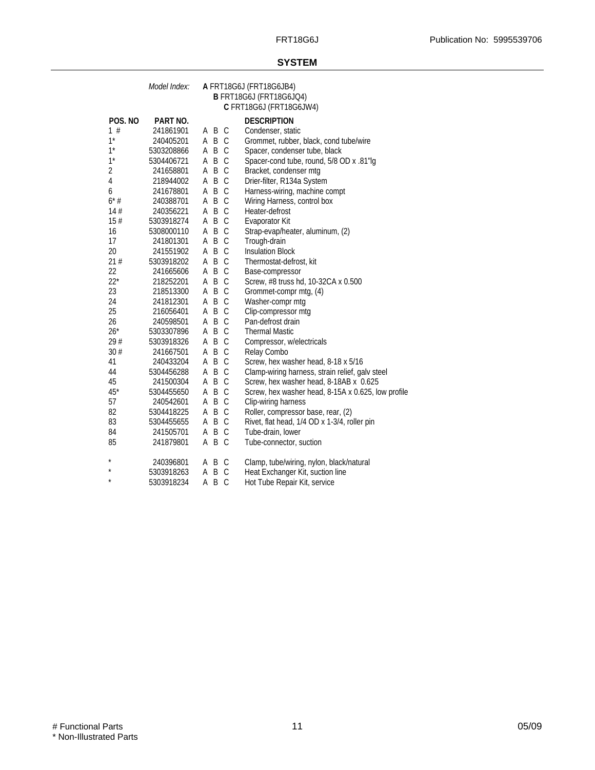## SYSTEM

*Model Index:* **A** FRT18G6J (FRT18G6JB4)
**B** FRT18G6J (FRT18G6JQ4)
**C** FRT18G6J (FRT18G6JW4)

| POS. NO | PART NO. | | | | DESCRIPTION |
|---|---|---|---|---|---|
| 1 # | 241861901 | A | B | C | Condenser, static |
| 1* | 240405201 | A | B | C | Grommet, rubber, black, cond tube/wire |
| 1* | 5303208866 | A | B | C | Spacer, condenser tube, black |
| 1* | 5304406721 | A | B | C | Spacer-cond tube, round, 5/8 OD x .81"lg |
| 2 | 241658801 | A | B | C | Bracket, condenser mtg |
| 4 | 218944002 | A | B | C | Drier-filter, R134a System |
| 6 | 241678801 | A | B | C | Harness-wiring, machine compt |
| 6* # | 240388701 | A | B | C | Wiring Harness, control box |
| 14 # | 240356221 | A | B | C | Heater-defrost |
| 15 # | 5303918274 | A | B | C | Evaporator Kit |
| 16 | 5308000110 | A | B | C | Strap-evap/heater, aluminum, (2) |
| 17 | 241801301 | A | B | C | Trough-drain |
| 20 | 241551902 | A | B | C | Insulation Block |
| 21 # | 5303918202 | A | B | C | Thermostat-defrost, kit |
| 22 | 241665606 | A | B | C | Base-compressor |
| 22* | 218252201 | A | B | C | Screw, #8 truss hd, 10-32CA x 0.500 |
| 23 | 218513300 | A | B | C | Grommet-compr mtg, (4) |
| 24 | 241812301 | A | B | C | Washer-compr mtg |
| 25 | 216056401 | A | B | C | Clip-compressor mtg |
| 26 | 240598501 | A | B | C | Pan-defrost drain |
| 26* | 5303307896 | A | B | C | Thermal Mastic |
| 29 # | 5303918326 | A | B | C | Compressor, w/electricals |
| 30 # | 241667501 | A | B | C | Relay Combo |
| 41 | 240433204 | A | B | C | Screw, hex washer head, 8-18 x 5/16 |
| 44 | 5304456288 | A | B | C | Clamp-wiring harness, strain relief, galv steel |
| 45 | 241500304 | A | B | C | Screw, hex washer head, 8-18AB x 0.625 |
| 45* | 5304455650 | A | B | C | Screw, hex washer head, 8-15A x 0.625, low profile |
| 57 | 240542601 | A | B | C | Clip-wiring harness |
| 82 | 5304418225 | A | B | C | Roller, compressor base, rear, (2) |
| 83 | 5304455655 | A | B | C | Rivet, flat head, 1/4 OD x 1-3/4, roller pin |
| 84 | 241505701 | A | B | C | Tube-drain, lower |
| 85 | 241879801 | A | B | C | Tube-connector, suction |
| * | 240396801 | A | B | C | Clamp, tube/wiring, nylon, black/natural |
| * | 5303918263 | A | B | C | Heat Exchanger Kit, suction line |
| * | 5303918234 | A | B | C | Hot Tube Repair Kit, service |

# Functional Parts
* Non-Illustrated Parts

05/09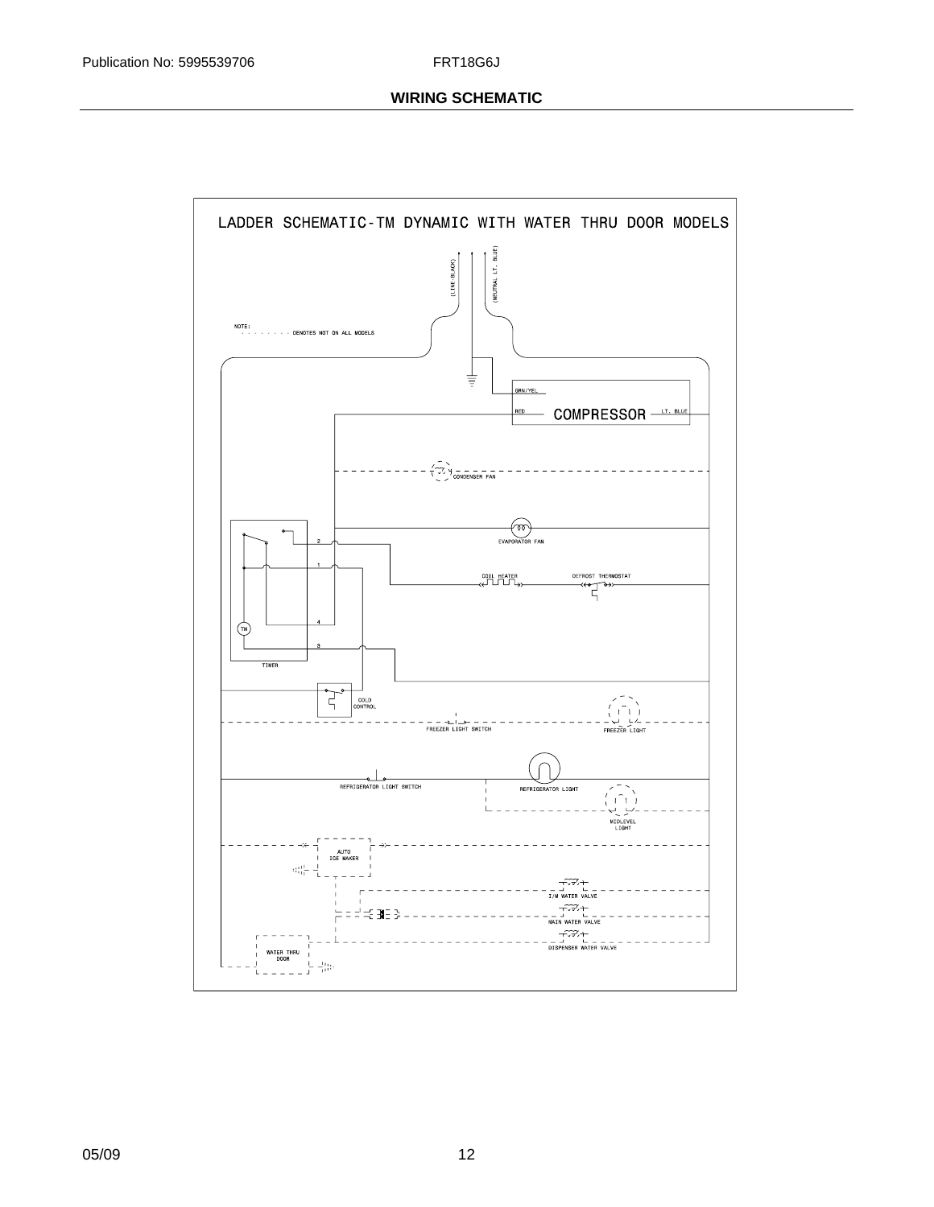## WIRING SCHEMATIC

LADDER SCHEMATIC-TM DYNAMIC WITH WATER THRU DOOR MODELS

(LINE-BLACK)

(NEUTRAL LT. BLUE)

NOTE:
- - - - - - - - DENOTES NOT ON ALL MODELS

GRN/YEL

RED

COMPRESSOR

LT. BLUE

CONDENSER FAN

EVAPORATOR FAN

2

1

4

3

TM

TIMER

COIL HEATER

DEFROST THERMOSTAT

COLD CONTROL

FREEZER LIGHT SWITCH

FREEZER LIGHT

REFRIGERATOR LIGHT SWITCH

REFRIGERATOR LIGHT

MIDLEVEL LIGHT

AUTO ICE MAKER

I/M WATER VALVE

MAIN WATER VALVE

DISPENSER WATER VALVE

WATER THRU DOOR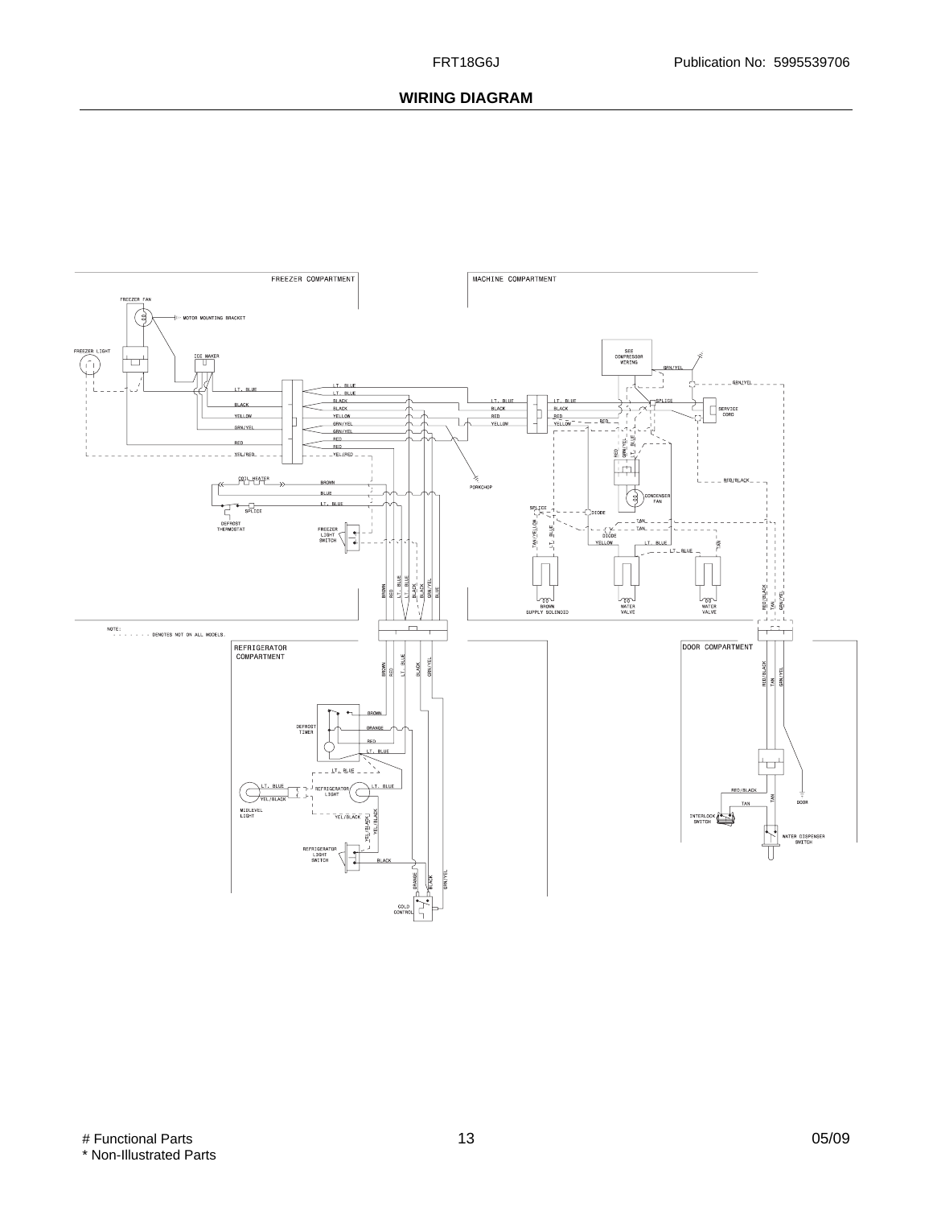# WIRING DIAGRAM

FREEZER COMPARTMENT

MACHINE COMPARTMENT

FREEZER FAN

MOTOR MOUNTING BRACKET

FREEZER LIGHT

ICE MAKER

SEE COMPRESSOR WIRING

GRN/YEL

LT. BLUE

BLACK

YELLOW

GRN/YEL

RED

YEL/RED

SPLICE

SERVICE CORD

PORKCHOP

COIL HEATER

BROWN

BLUE

DEFROST THERMOSTAT

FREEZER LIGHT SWITCH

RED/BLACK

CONDENSER FAN

DIODE

TAN

TAN/YELLOW

BROWN SUPPLY SOLENOID

WATER VALVE

WATER VALVE

NOTE:
- - - - - - - DENOTES NOT ON ALL MODELS.

REFRIGERATOR COMPARTMENT

DOOR COMPARTMENT

DEFROST TIMER

ORANGE

MIDLEVEL LIGHT

REFRIGERATOR LIGHT

YEL/BLACK

REFRIGERATOR LIGHT SWITCH

COLD CONTROL

INTERLOCK SWITCH

DOOR

WATER DISPENSER SWITCH

\# Functional Parts
\* Non-Illustrated Parts